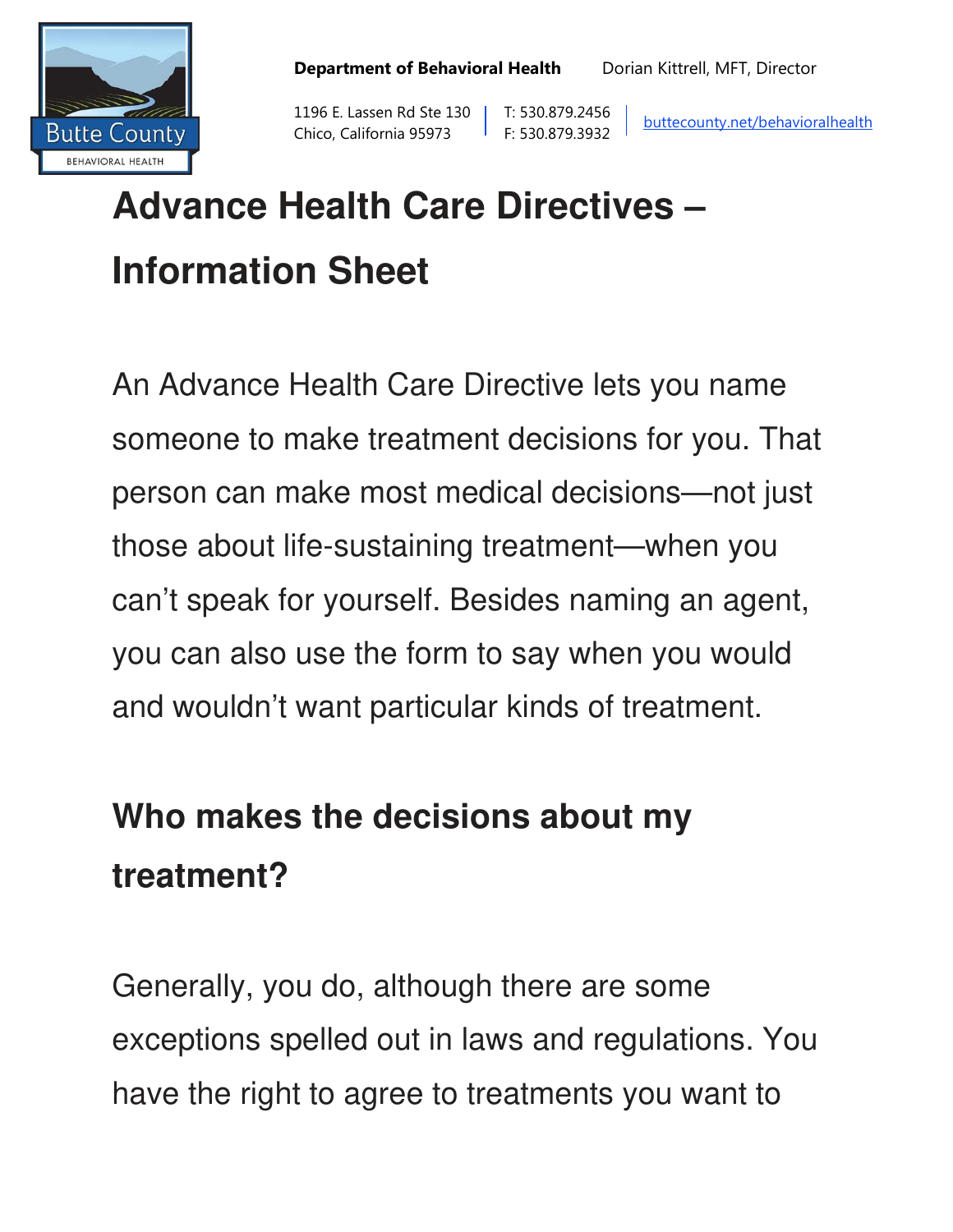Department of Behavioral Health    Dorian Kittrell, MFT, Director

1196 E. Lassen Rd Ste 130
Chico, California 95973

T: 530.879.2456
F: 530.879.3932

buttecounty.net/behavioralhealth

# Advance Health Care Directives – Information Sheet

An Advance Health Care Directive lets you name someone to make treatment decisions for you. That person can make most medical decisions—not just those about life-sustaining treatment—when you can't speak for yourself. Besides naming an agent, you can also use the form to say when you would and wouldn't want particular kinds of treatment.

## Who makes the decisions about my treatment?

Generally, you do, although there are some exceptions spelled out in laws and regulations. You have the right to agree to treatments you want to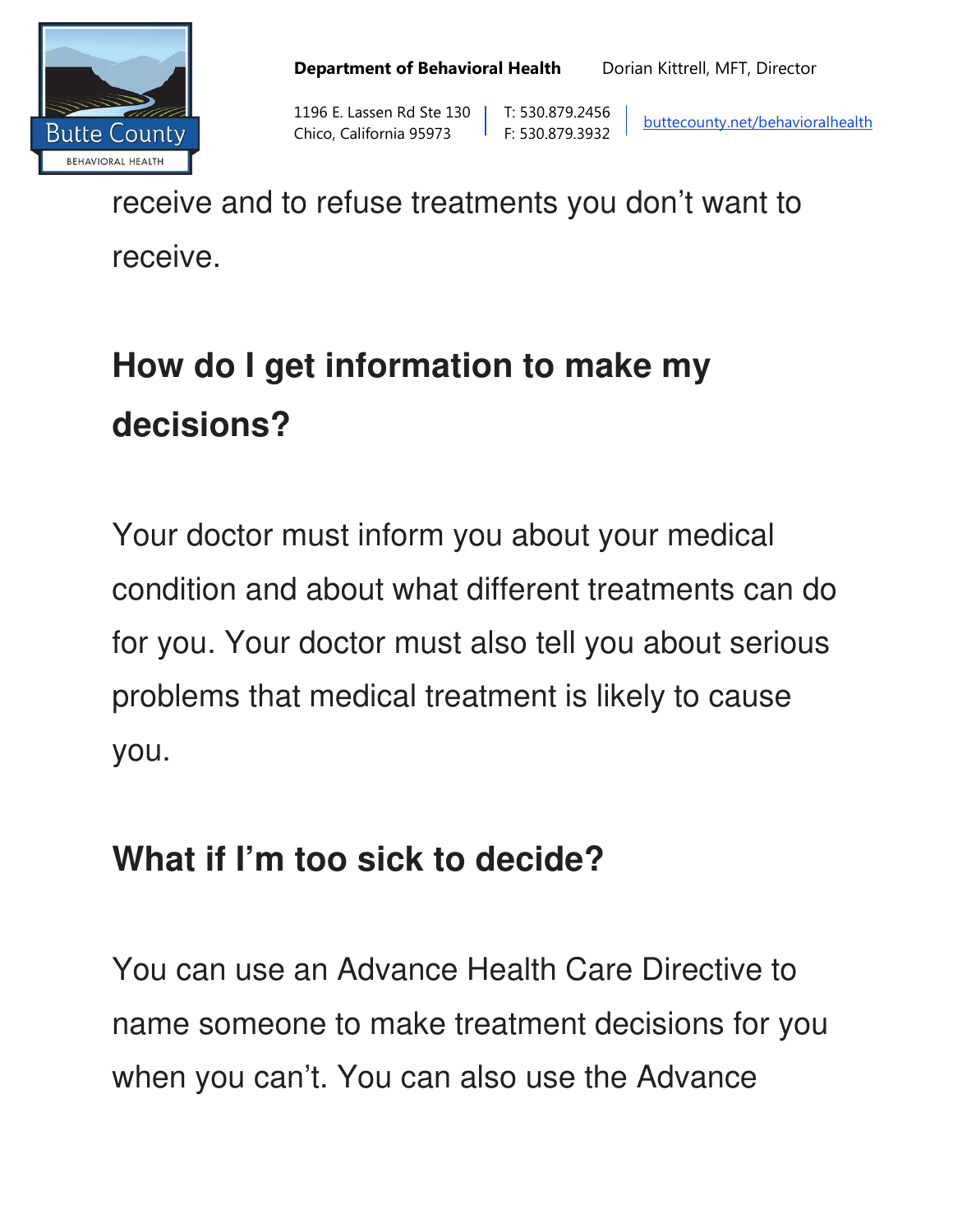receive and to refuse treatments you don't want to receive.

## How do I get information to make my decisions?

Your doctor must inform you about your medical condition and about what different treatments can do for you. Your doctor must also tell you about serious problems that medical treatment is likely to cause you.

## What if I'm too sick to decide?

You can use an Advance Health Care Directive to name someone to make treatment decisions for you when you can't. You can also use the Advance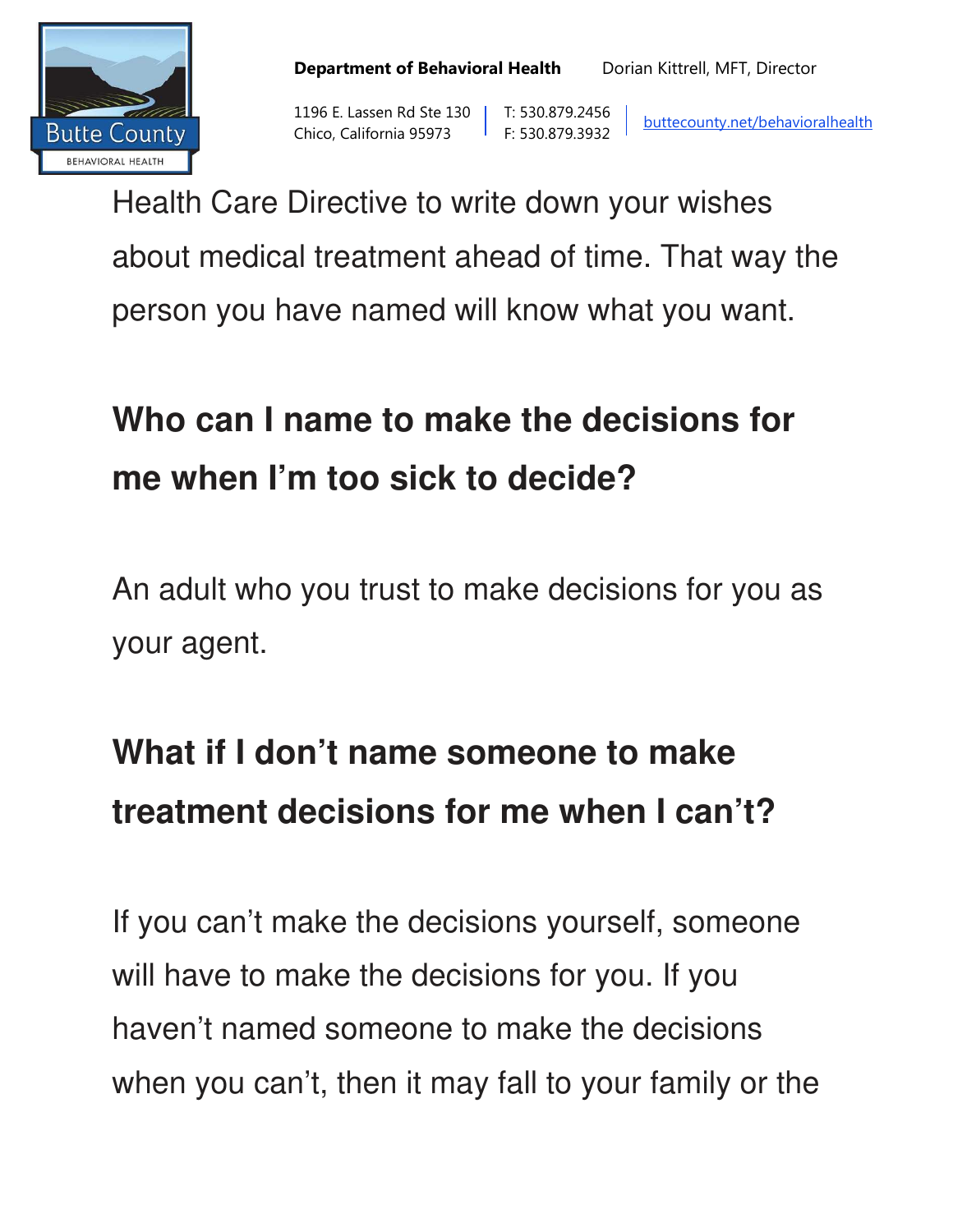Health Care Directive to write down your wishes about medical treatment ahead of time. That way the person you have named will know what you want.

## Who can I name to make the decisions for me when I'm too sick to decide?

An adult who you trust to make decisions for you as your agent.

## What if I don't name someone to make treatment decisions for me when I can't?

If you can't make the decisions yourself, someone will have to make the decisions for you. If you haven't named someone to make the decisions when you can't, then it may fall to your family or the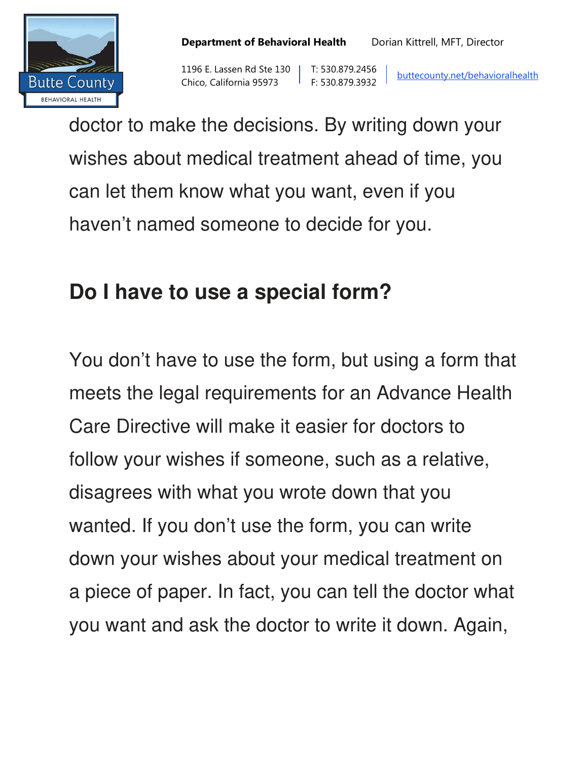doctor to make the decisions. By writing down your wishes about medical treatment ahead of time, you can let them know what you want, even if you haven't named someone to decide for you.

## Do I have to use a special form?

You don't have to use the form, but using a form that meets the legal requirements for an Advance Health Care Directive will make it easier for doctors to follow your wishes if someone, such as a relative, disagrees with what you wrote down that you wanted. If you don't use the form, you can write down your wishes about your medical treatment on a piece of paper. In fact, you can tell the doctor what you want and ask the doctor to write it down. Again,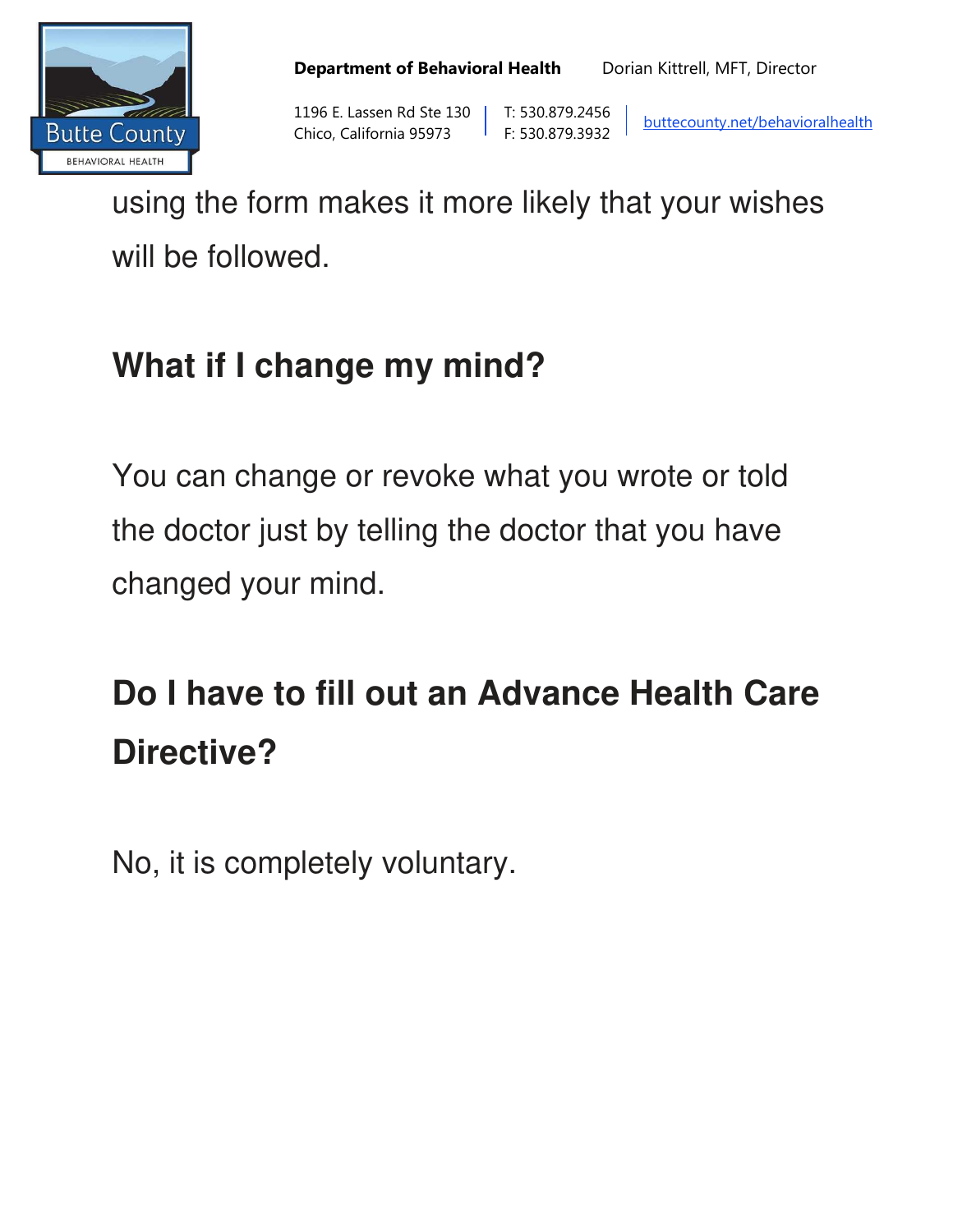using the form makes it more likely that your wishes will be followed.

## What if I change my mind?

You can change or revoke what you wrote or told the doctor just by telling the doctor that you have changed your mind.

## Do I have to fill out an Advance Health Care Directive?

No, it is completely voluntary.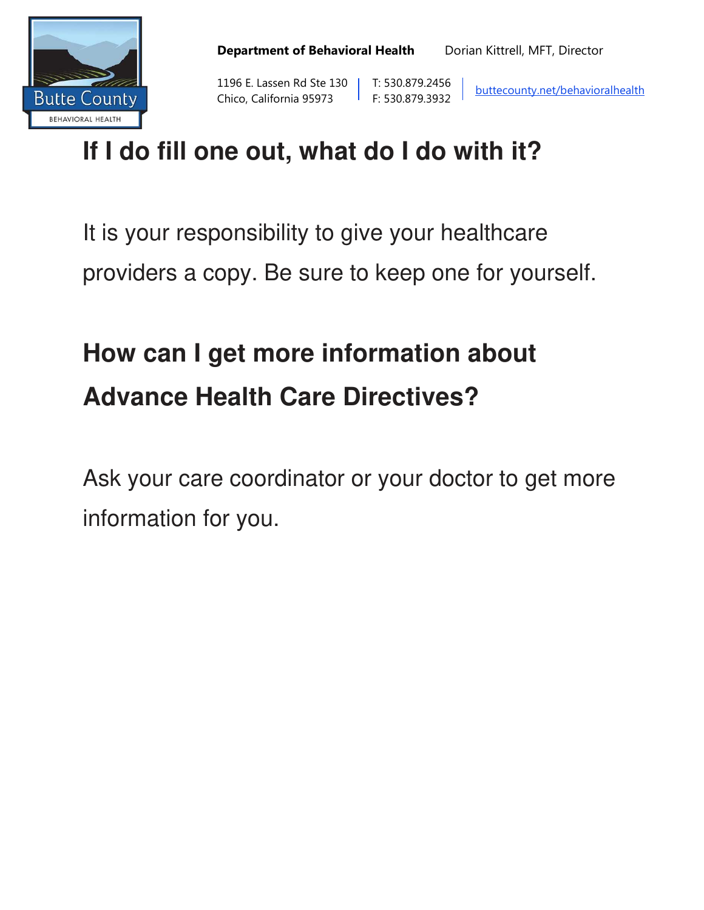## If I do fill one out, what do I do with it?

It is your responsibility to give your healthcare providers a copy. Be sure to keep one for yourself.

## How can I get more information about Advance Health Care Directives?

Ask your care coordinator or your doctor to get more information for you.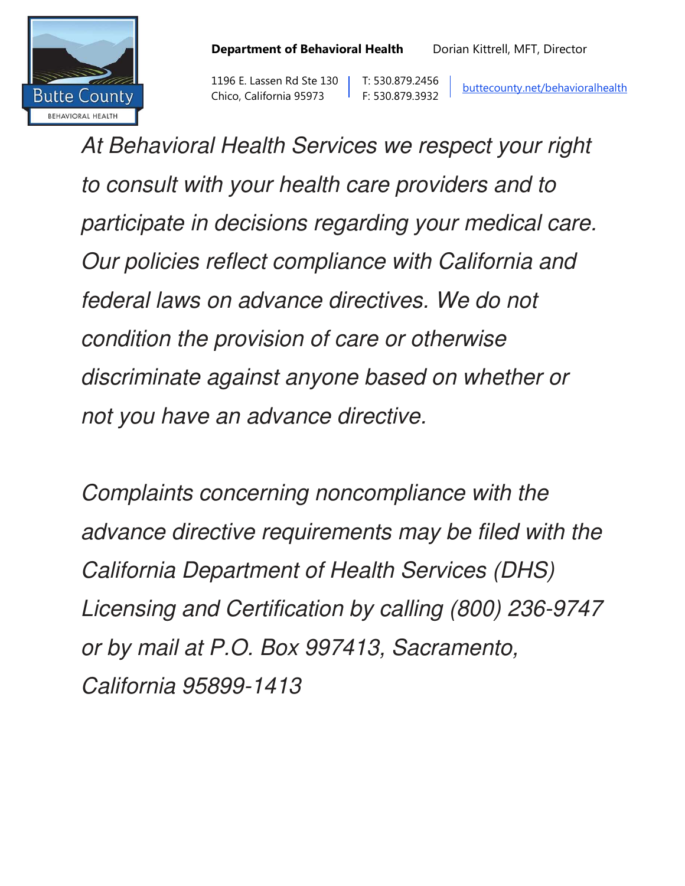**Department of Behavioral Health** Dorian Kittrell, MFT, Director

1196 E. Lassen Rd Ste 130
Chico, California 95973

T: 530.879.2456
F: 530.879.3932

buttecounty.net/behavioralhealth

*At Behavioral Health Services we respect your right to consult with your health care providers and to participate in decisions regarding your medical care. Our policies reflect compliance with California and federal laws on advance directives. We do not condition the provision of care or otherwise discriminate against anyone based on whether or not you have an advance directive.*

*Complaints concerning noncompliance with the advance directive requirements may be filed with the California Department of Health Services (DHS) Licensing and Certification by calling (800) 236-9747 or by mail at P.O. Box 997413, Sacramento, California 95899-1413*